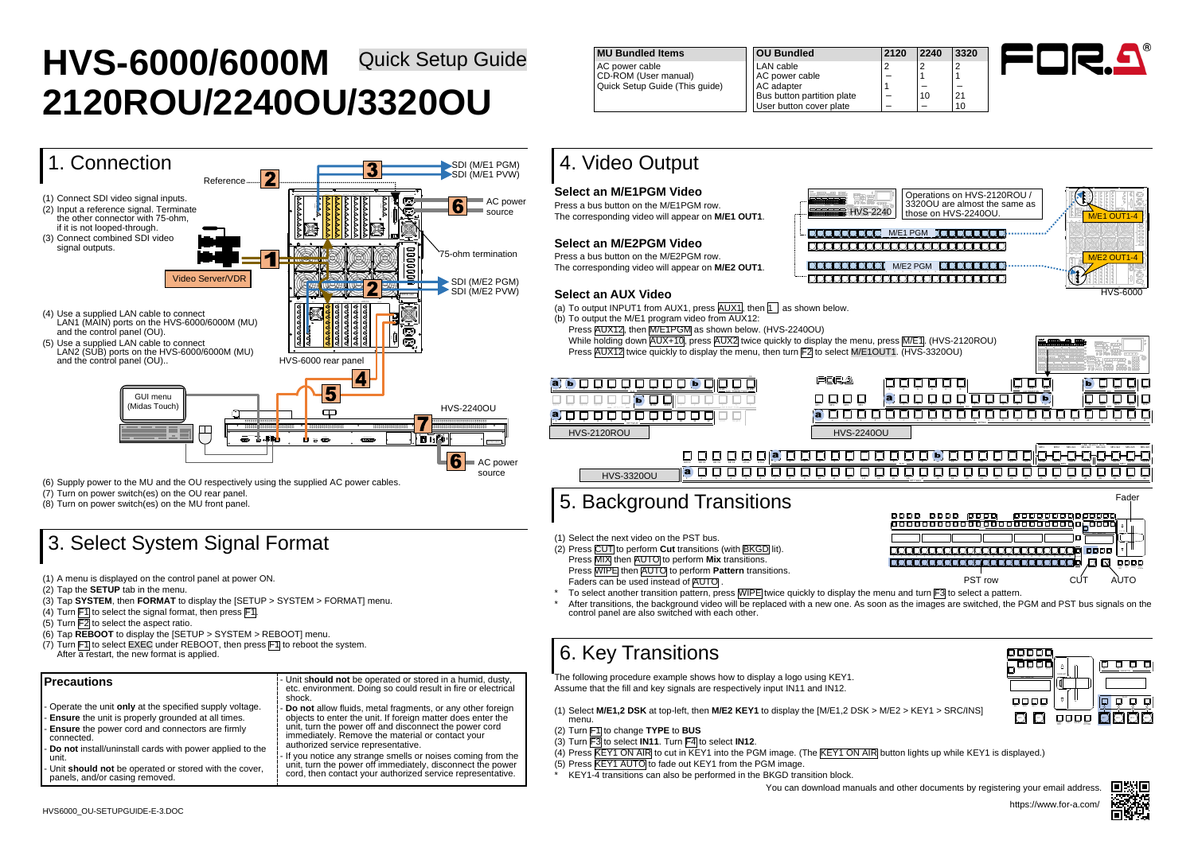# HVS-6000/6000M 2120ROU/2240OU/3320OU

Quick Setup Guide

| MU Bundled Items |
|---|
| AC power cable |
| CD-ROM (User manual) |
| Quick Setup Guide (This guide) |

| OU Bundled | 2120 | 2240 | 3320 |
|---|---|---|---|
| LAN cable | 2 | 2 | 2 |
| AC power cable | – | 1 | 1 |
| AC adapter | 1 | – | – |
| Bus button partition plate | – | 10 | 21 |
| User button cover plate | – | – | 10 |

## 1. Connection

(1) Connect SDI video signal inputs.

(2) Input a reference signal. Terminate the other connector with 75-ohm, if it is not looped-through.

(3) Connect combined SDI video signal outputs.

(4) Use a supplied LAN cable to connect LAN1 (MAIN) ports on the HVS-6000/6000M (MU) and the control panel (OU).

(5) Use a supplied LAN cable to connect LAN2 (SUB) ports on the HVS-6000/6000M (MU) and the control panel (OU)..

(6) Supply power to the MU and the OU respectively using the supplied AC power cables.

(7) Turn on power switch(es) on the OU rear panel.

(8) Turn on power switch(es) on the MU front panel.

Reference, SDI (M/E1 PGM), SDI (M/E1 PVW), AC power source, 75-ohm termination, SDI (M/E2 PGM), SDI (M/E2 PVW), Video Server/VDR, HVS-6000 rear panel, GUI menu (Midas Touch), HVS-2240OU, AC power source

## 3. Select System Signal Format

(1) A menu is displayed on the control panel at power ON.

(2) Tap the **SETUP** tab in the menu.

(3) Tap **SYSTEM**, then **FORMAT** to display the [SETUP > SYSTEM > FORMAT] menu.

(4) Turn F1 to select the signal format, then press F1.

(5) Turn F2 to select the aspect ratio.

(6) Tap **REBOOT** to display the [SETUP > SYSTEM > REBOOT] menu.

(7) Turn F1 to select EXEC under REBOOT, then press F1 to reboot the system. After a restart, the new format is applied.

### Precautions

- Operate the unit **only** at the specified supply voltage.
- **Ensure** the unit is properly grounded at all times.
- **Ensure** the power cord and connectors are firmly connected.
- **Do not** install/uninstall cards with power applied to the unit.
- Unit **should not** be operated or stored with the cover, panels, and/or casing removed.
- Unit **should not** be operated or stored in a humid, dusty, etc. environment. Doing so could result in fire or electrical shock.
- **Do not** allow fluids, metal fragments, or any other foreign objects to enter the unit. If foreign matter does enter the unit, turn the power off and disconnect the power cord immediately. Remove the material or contact your authorized service representative.
- If you notice any strange smells or noises coming from the unit, turn the power off immediately, disconnect the power cord, then contact your authorized service representative.

## 4. Video Output

### Select an M/E1PGM Video

Press a bus button on the M/E1PGM row.
The corresponding video will appear on **M/E1 OUT1**.

### Select an M/E2PGM Video

Press a bus button on the M/E2PGM row.
The corresponding video will appear on **M/E2 OUT1**.

Operations on HVS-2120ROU / 3320OU are almost the same as those on HVS-2240OU.

HVS-2240, M/E1 PGM, M/E2 PGM, M/E1 OUT1-4, M/E2 OUT1-4, HVS-6000

### Select an AUX Video

(a) To output INPUT1 from AUX1, press AUX1, then 1 as shown below.

(b) To output the M/E1 program video from AUX12:
Press AUX12, then M/E1PGM as shown below. (HVS-2240OU)
While holding down AUX+10, press AUX2 twice quickly to display the menu, press M/E1. (HVS-2120ROU)
Press AUX12 twice quickly to display the menu, then turn F2 to select M/E1OUT1. (HVS-3320OU)

HVS-2120ROU, HVS-2240OU, HVS-3320OU

## 5. Background Transitions

(1) Select the next video on the PST bus.

(2) Press CUT to perform **Cut** transitions (with BKGD lit).
Press MIX then AUTO to perform **Mix** transitions.
Press WIPE then AUTO to perform **Pattern** transitions.
Faders can be used instead of AUTO.

\* To select another transition pattern, press WIPE twice quickly to display the menu and turn F3 to select a pattern.

\* After transitions, the background video will be replaced with a new one. As soon as the images are switched, the PGM and PST bus signals on the control panel are also switched with each other.

Fader, PST row, CUT, AUTO

## 6. Key Transitions

The following procedure example shows how to display a logo using KEY1.
Assume that the fill and key signals are respectively input IN11 and IN12.

(1) Select **M/E1,2 DSK** at top-left, then **M/E2 KEY1** to display the [M/E1,2 DSK > M/E2 > KEY1 > SRC/INS] menu.

(2) Turn F1 to change **TYPE** to **BUS**

(3) Turn F3 to select **IN11**. Turn F4 to select **IN12**.

(4) Press KEY1 ON AIR to cut in KEY1 into the PGM image. (The KEY1 ON AIR button lights up while KEY1 is displayed.)

(5) Press KEY1 AUTO to fade out KEY1 from the PGM image.

\* KEY1-4 transitions can also be performed in the BKGD transition block.

You can download manuals and other documents by registering your email address.
https://www.for-a.com/

HVS6000_OU-SETUPGUIDE-E-3.DOC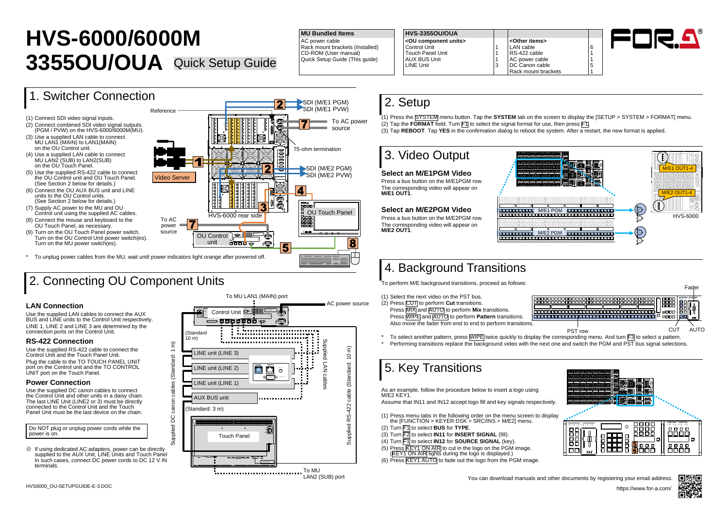# HVS-6000/6000M 3355OU/OUA Quick Setup Guide

| MU Bundled Items |
|---|
| AC power cable |
| Rack mount brackets (Installed) |
| CD-ROM (User manual) |
| Quick Setup Guide (This guide) |

| HVS-3355OU/OUA | | | |
|---|---|---|---|
| <OU component units> | | <Other items> | |
| Control Unit | 1 | LAN cable | 6 |
| Touch Panel Unit | 1 | RS-422 cable | 1 |
| AUX BUS Unit | 1 | AC power cable | 1 |
| LINE Unit | 3 | DC Canon cable | 5 |
| | | Rack mount brackets | 1 |

## 1. Switcher Connection

(1) Connect SDI video signal inputs.
(2) Connect combined SDI video signal outputs. (PGM / PVW) on the HVS-6000/6000M(MU).
(3) Use a supplied LAN cable to connect MU LAN1 (MAIN) to LAN1(MAIN) on the OU Control unit.
(4) Use a supplied LAN cable to connect MU LAN2 (SUB) to LAN2(SUB) on the OU Touch Panel.
(5) Use the supplied RS-422 cable to connect the OU Control unit and OU Touch Panel. (See Section 2 below for details.)
(6) Connect the OU AUX BUS unit and LINE units to the OU Control units. (See Section 2 below for details.)
(7) Supply AC power to the MU and OU Control unit using the supplied AC cables.
(8) Connect the mouse and keyboard to the OU Touch Panel, as necessary.
(9) Turn on the OU Touch Panel power switch. Turn on the OU Control Unit power switch(es). Turn on the MU power switch(es).

\* To unplug power cables from the MU, wait until power indicators light orange after powered off.

Reference
Video Server
SDI (M/E1 PGM)
SDI (M/E1 PVW)
To AC power source
75-ohm termination
SDI (M/E2 PGM)
SDI (M/E2 PVW)
HVS-6000 rear side
OU Touch Panel
To AC power source
OU Control unit

## 2. Connecting OU Component Units

### LAN Connection

Use the supplied LAN cables to connect the AUX BUS and LINE units to the Control Unit respectively. LINE 1, LINE 2 and LINE 3 are determined by the connection ports on the Control Unit.

### RS-422 Connection

Use the supplied RS-422 cable to connect the Control Unit and the Touch Panel Unit. Plug the cable to the TO TOUCH PANEL UNIT port on the Control unit and the TO CONTROL UNIT port on the Touch Panel.

### Power Connection

Use the supplied DC canon cables to connect the Control Unit and other units in a daisy chain. The last LINE Unit (LINE2 or 3) must be directly connected to the Control Unit and the Touch Panel Unit must be the last device on the chain.

Do NOT plug or unplug power cords while the power is on.

※ If using dedicated AC adapters, power can be directly supplied to the AUX Unit, LINE Units and Touch Panel. In such cases, connect DC power cords to DC 12 V IN terminals.

To MU LAN1 (MAIN) port
AC power source
Control Unit
(Standard 10 m)
LINE unit (LINE 3)
LINE unit (LINE 2)
LINE unit (LINE 1)
AUX BUS unit
(Standard: 3 m)
Touch Panel
Supplied DC canon cables (Standard: 1 m)
Supplied LAN cables
Supplied RS-422 cable (Standard: 10 m)
To MU LAN2 (SUB) port

## 2. Setup

(1) Press the SYSTEM menu button. Tap the **SYSTEM** tab on the screen to display the [SETUP > SYSTEM > FORMAT] menu.
(2) Tap the **FORMAT** field. Turn F1 to select the signal format for use, then press F1.
(3) Tap **REBOOT**. Tap **YES** in the confirmation dialog to reboot the system. After a restart, the new format is applied.

## 3. Video Output

### Select an M/E1PGM Video

Press a bus button on the M/E1PGM row. The corresponding video will appear on **M/E1 OUT1**.

### Select an M/E2PGM Video

Press a bus button on the M/E2PGM row. The corresponding video will appear on **M/E2 OUT1**.

M/E1 PGM
M/E2 PGM
M/E1 OUT1-4
M/E2 OUT1-4
HVS-6000

## 4. Background Transitions

To perform M/E background transitions, proceed as follows:

(1) Select the next video on the PST bus.
(2) Press CUT to perform **Cut** transitions.
Press MIX and AUTO to perform **Mix** transitions.
Press WIPE and AUTO to perform **Pattern** transitions.
Also move the fader from end to end to perform transitions.

\* To select another pattern, press WIPE twice quickly to display the corresponding menu. And turn F3 to select a pattern.
\* Performing transitions replace the background video with the next one and switch the PGM and PST bus signal selections.

Fader
PST row
CUT
AUTO

## 5. Key Transitions

As an example, follow the procedure below to insert a logo using M/E2 KEY1.
Assume that IN11 and IN12 accept logo fill and key signals respectively.

(1) Press menu tabs in the following order on the menu screen to display the [FUNCTION > KEYER DSK > SRC/INS > M/E2] menu.
(2) Turn F1 to select **BUS** for **TYPE**.
(3) Turn F2 to select **IN11** for **INSERT SIGNAL** (fill).
(4) Turn F1 to select **IN12** for **SOURCE SIGNAL** (key).
(5) Press KEY1 ON AIR to cut in the logo on the PGM image. (KEY1 ON AIR lights during the logo is displayed.)
(6) Press KEY1 AUTO to fade out the logo from the PGM image.

You can download manuals and other documents by registering your email address.
https://www.for-a.com/

HVS6000_OU-SETUPGUIDE-E-3.DOC